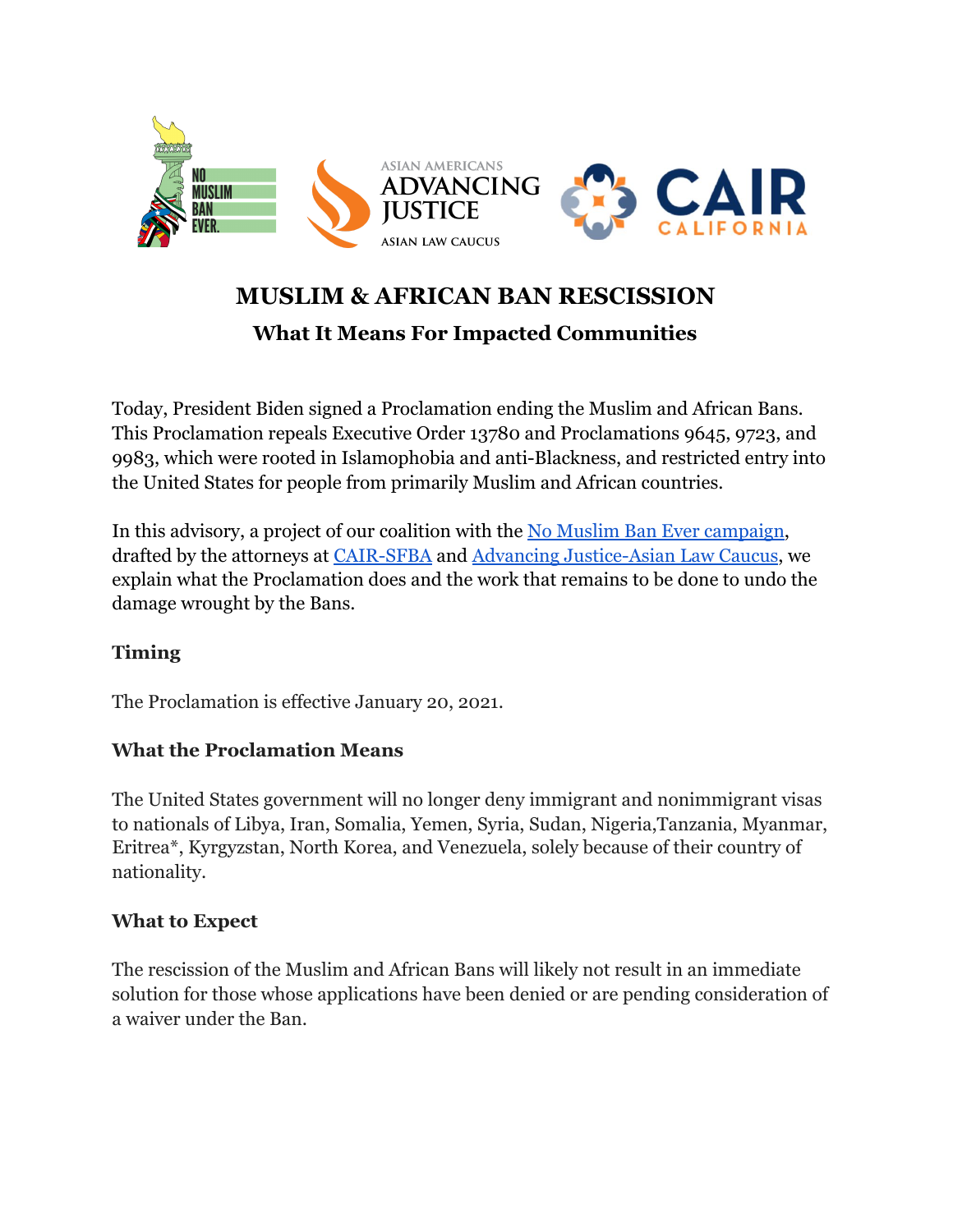# MUSLIM & AFRICAN BAN RESCISSION

## What It Means For Impacted Communities

Today, President Biden signed a Proclamation ending the Muslim and African Bans. This Proclamation repeals Executive Order 13780 and Proclamations 9645, 9723, and 9983, which were rooted in Islamophobia and anti-Blackness, and restricted entry into the United States for people from primarily Muslim and African countries.

In this advisory, a project of our coalition with the No Muslim Ban Ever campaign, drafted by the attorneys at CAIR-SFBA and Advancing Justice-Asian Law Caucus, we explain what the Proclamation does and the work that remains to be done to undo the damage wrought by the Bans.

### Timing

The Proclamation is effective January 20, 2021.

### What the Proclamation Means

The United States government will no longer deny immigrant and nonimmigrant visas to nationals of Libya, Iran, Somalia, Yemen, Syria, Sudan, Nigeria,Tanzania, Myanmar, Eritrea*, Kyrgyzstan, North Korea, and Venezuela, solely because of their country of nationality.

### What to Expect

The rescission of the Muslim and African Bans will likely not result in an immediate solution for those whose applications have been denied or are pending consideration of a waiver under the Ban.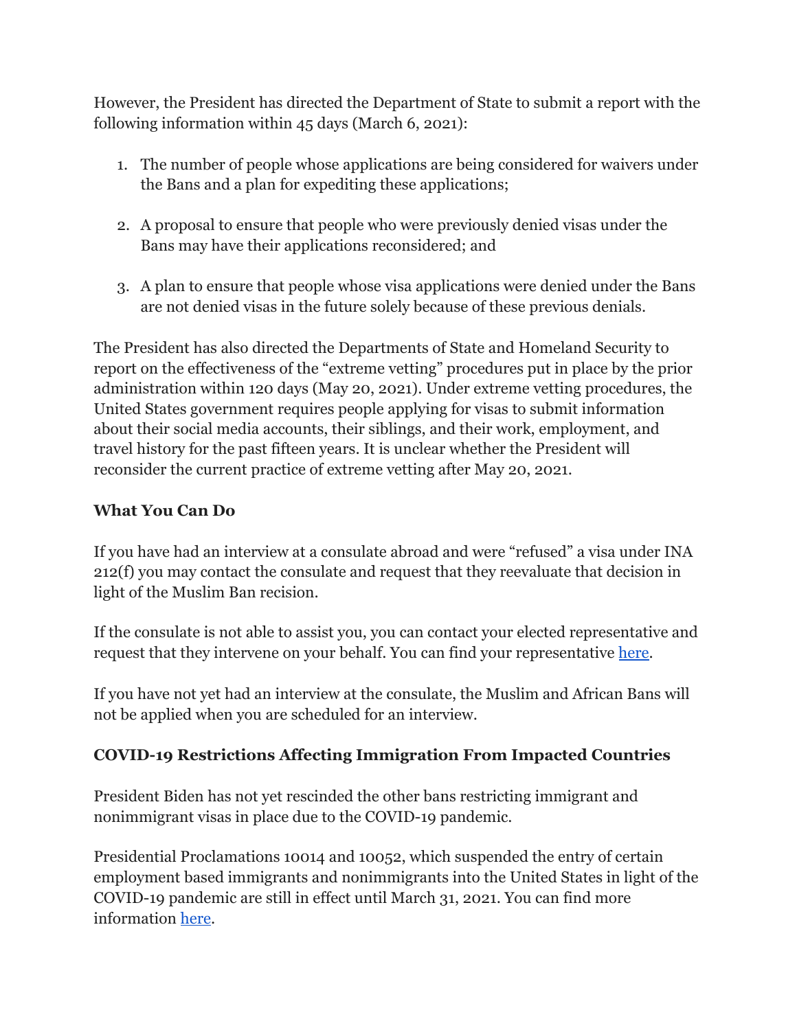However, the President has directed the Department of State to submit a report with the following information within 45 days (March 6, 2021):

1. The number of people whose applications are being considered for waivers under the Bans and a plan for expediting these applications;

2. A proposal to ensure that people who were previously denied visas under the Bans may have their applications reconsidered; and

3. A plan to ensure that people whose visa applications were denied under the Bans are not denied visas in the future solely because of these previous denials.

The President has also directed the Departments of State and Homeland Security to report on the effectiveness of the "extreme vetting" procedures put in place by the prior administration within 120 days (May 20, 2021). Under extreme vetting procedures, the United States government requires people applying for visas to submit information about their social media accounts, their siblings, and their work, employment, and travel history for the past fifteen years. It is unclear whether the President will reconsider the current practice of extreme vetting after May 20, 2021.

**What You Can Do**

If you have had an interview at a consulate abroad and were "refused" a visa under INA 212(f) you may contact the consulate and request that they reevaluate that decision in light of the Muslim Ban recision.

If the consulate is not able to assist you, you can contact your elected representative and request that they intervene on your behalf. You can find your representative here.

If you have not yet had an interview at the consulate, the Muslim and African Bans will not be applied when you are scheduled for an interview.

**COVID-19 Restrictions Affecting Immigration From Impacted Countries**

President Biden has not yet rescinded the other bans restricting immigrant and nonimmigrant visas in place due to the COVID-19 pandemic.

Presidential Proclamations 10014 and 10052, which suspended the entry of certain employment based immigrants and nonimmigrants into the United States in light of the COVID-19 pandemic are still in effect until March 31, 2021. You can find more information here.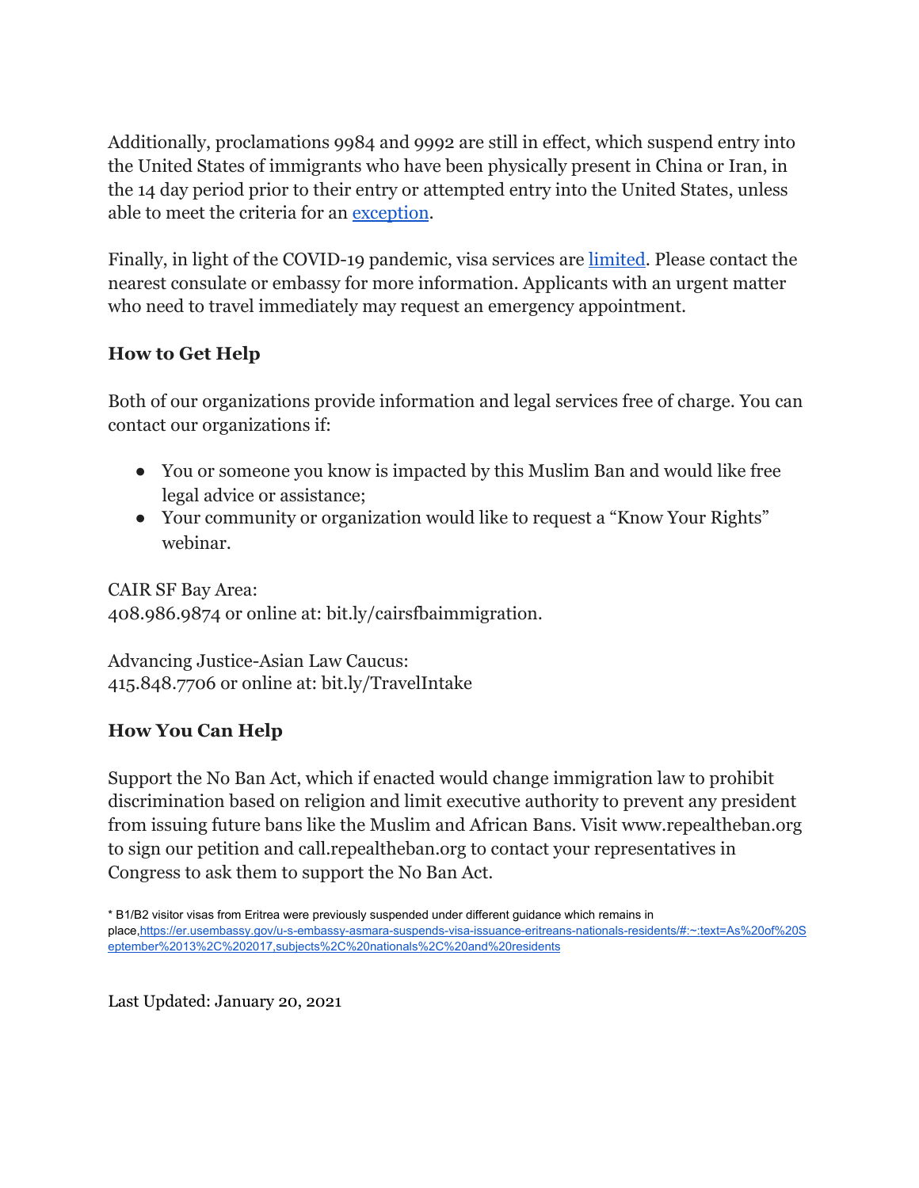Additionally, proclamations 9984 and 9992 are still in effect, which suspend entry into the United States of immigrants who have been physically present in China or Iran, in the 14 day period prior to their entry or attempted entry into the United States, unless able to meet the criteria for an exception.

Finally, in light of the COVID-19 pandemic, visa services are limited. Please contact the nearest consulate or embassy for more information. Applicants with an urgent matter who need to travel immediately may request an emergency appointment.

### How to Get Help

Both of our organizations provide information and legal services free of charge. You can contact our organizations if:

- You or someone you know is impacted by this Muslim Ban and would like free legal advice or assistance;
- Your community or organization would like to request a "Know Your Rights" webinar.

CAIR SF Bay Area:
408.986.9874 or online at: bit.ly/cairsfbaimmigration.

Advancing Justice-Asian Law Caucus:
415.848.7706 or online at: bit.ly/TravelIntake

### How You Can Help

Support the No Ban Act, which if enacted would change immigration law to prohibit discrimination based on religion and limit executive authority to prevent any president from issuing future bans like the Muslim and African Bans. Visit www.repealtheban.org to sign our petition and call.repealtheban.org to contact your representatives in Congress to ask them to support the No Ban Act.

* B1/B2 visitor visas from Eritrea were previously suspended under different guidance which remains in place,https://er.usembassy.gov/u-s-embassy-asmara-suspends-visa-issuance-eritreans-nationals-residents/#:~:text=As%20of%20September%2013%2C%202017,subjects%2C%20nationals%2C%20and%20residents

Last Updated: January 20, 2021